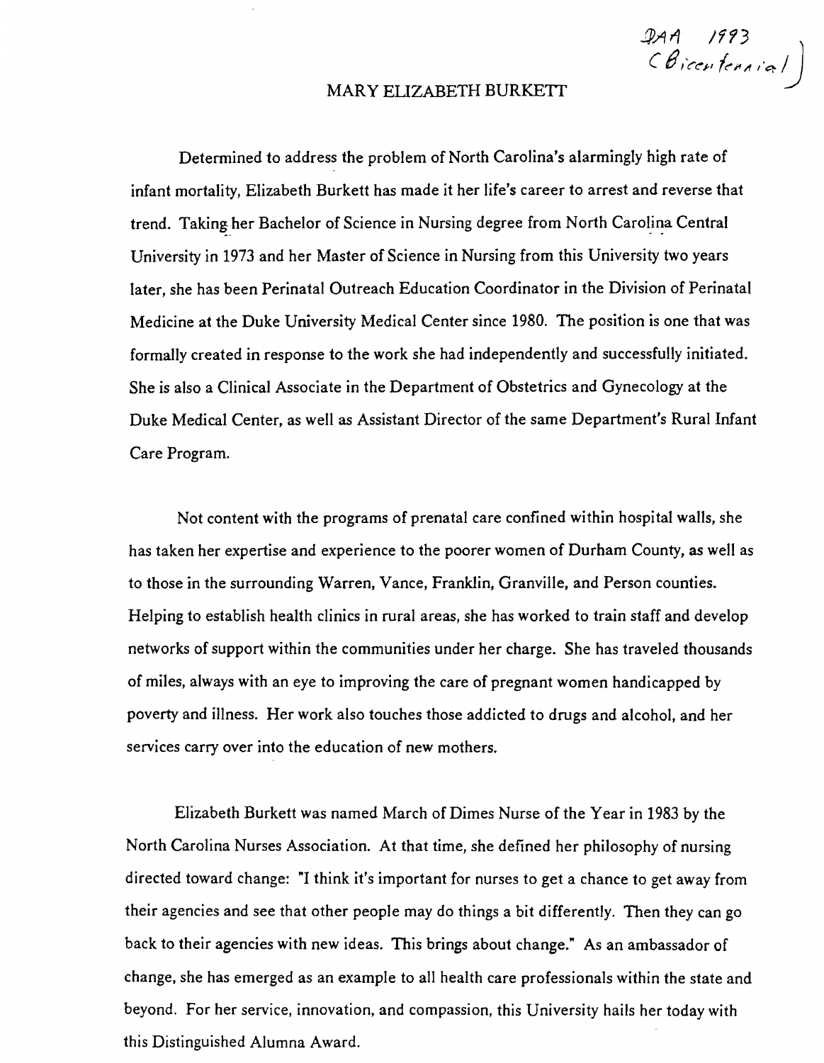DAA 1993
(Bicentennial)

# MARY ELIZABETH BURKETT

Determined to address the problem of North Carolina's alarmingly high rate of infant mortality, Elizabeth Burkett has made it her life's career to arrest and reverse that trend. Taking her Bachelor of Science in Nursing degree from North Carolina Central University in 1973 and her Master of Science in Nursing from this University two years later, she has been Perinatal Outreach Education Coordinator in the Division of Perinatal Medicine at the Duke University Medical Center since 1980. The position is one that was formally created in response to the work she had independently and successfully initiated. She is also a Clinical Associate in the Department of Obstetrics and Gynecology at the Duke Medical Center, as well as Assistant Director of the same Department's Rural Infant Care Program.

Not content with the programs of prenatal care confined within hospital walls, she has taken her expertise and experience to the poorer women of Durham County, as well as to those in the surrounding Warren, Vance, Franklin, Granville, and Person counties. Helping to establish health clinics in rural areas, she has worked to train staff and develop networks of support within the communities under her charge. She has traveled thousands of miles, always with an eye to improving the care of pregnant women handicapped by poverty and illness. Her work also touches those addicted to drugs and alcohol, and her services carry over into the education of new mothers.

Elizabeth Burkett was named March of Dimes Nurse of the Year in 1983 by the North Carolina Nurses Association. At that time, she defined her philosophy of nursing directed toward change: "I think it's important for nurses to get a chance to get away from their agencies and see that other people may do things a bit differently. Then they can go back to their agencies with new ideas. This brings about change." As an ambassador of change, she has emerged as an example to all health care professionals within the state and beyond. For her service, innovation, and compassion, this University hails her today with this Distinguished Alumna Award.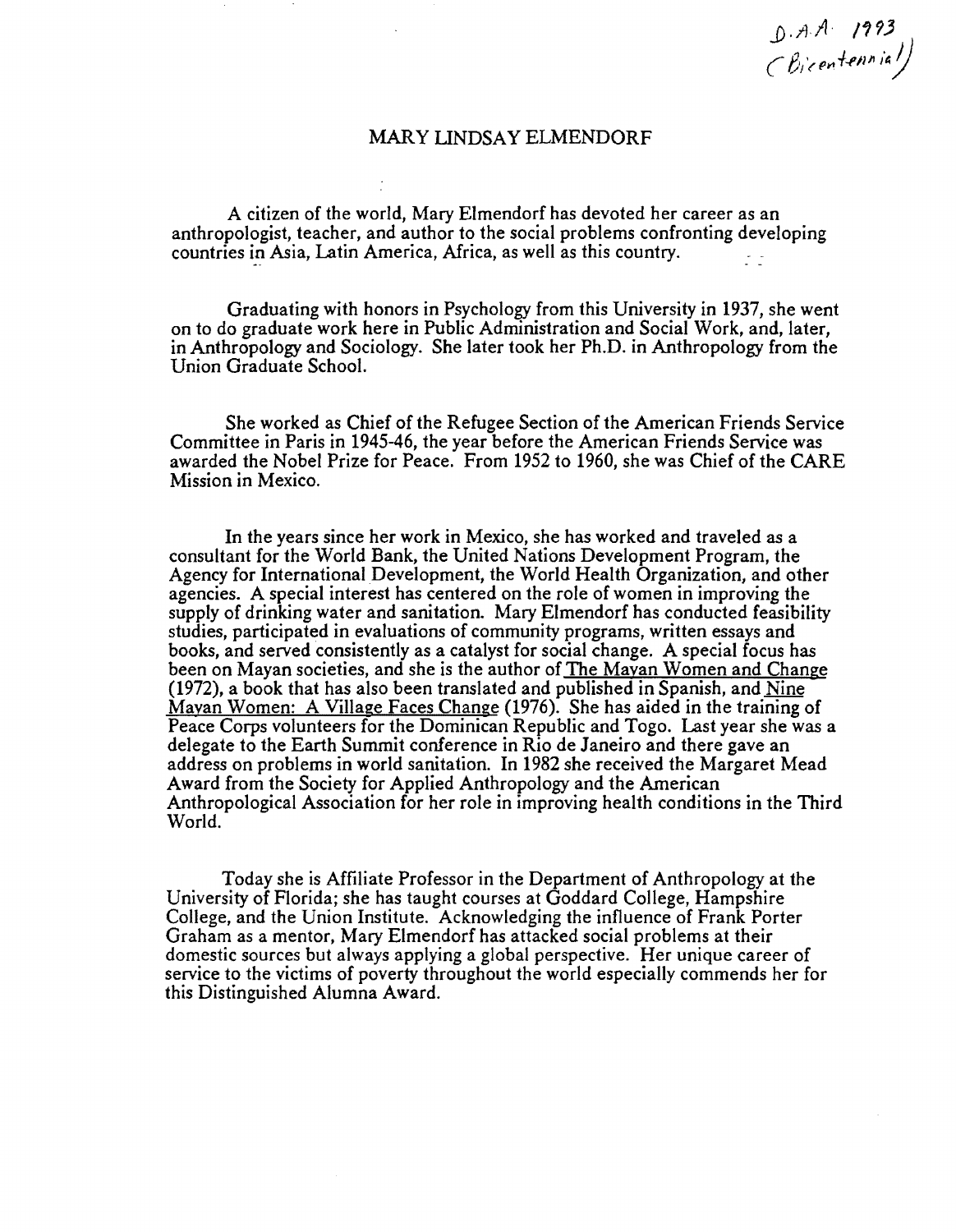D.A.A. 1993 (Bicentennial)

# MARY LINDSAY ELMENDORF

A citizen of the world, Mary Elmendorf has devoted her career as an anthropologist, teacher, and author to the social problems confronting developing countries in Asia, Latin America, Africa, as well as this country.

Graduating with honors in Psychology from this University in 1937, she went on to do graduate work here in Public Administration and Social Work, and, later, in Anthropology and Sociology. She later took her Ph.D. in Anthropology from the Union Graduate School.

She worked as Chief of the Refugee Section of the American Friends Service Committee in Paris in 1945-46, the year before the American Friends Service was awarded the Nobel Prize for Peace. From 1952 to 1960, she was Chief of the CARE Mission in Mexico.

In the years since her work in Mexico, she has worked and traveled as a consultant for the World Bank, the United Nations Development Program, the Agency for International Development, the World Health Organization, and other agencies. A special interest has centered on the role of women in improving the supply of drinking water and sanitation. Mary Elmendorf has conducted feasibility studies, participated in evaluations of community programs, written essays and books, and served consistently as a catalyst for social change. A special focus has been on Mayan societies, and she is the author of The Mayan Women and Change (1972), a book that has also been translated and published in Spanish, and Nine Mayan Women: A Village Faces Change (1976). She has aided in the training of Peace Corps volunteers for the Dominican Republic and Togo. Last year she was a delegate to the Earth Summit conference in Rio de Janeiro and there gave an address on problems in world sanitation. In 1982 she received the Margaret Mead Award from the Society for Applied Anthropology and the American Anthropological Association for her role in improving health conditions in the Third World.

Today she is Affiliate Professor in the Department of Anthropology at the University of Florida; she has taught courses at Goddard College, Hampshire College, and the Union Institute. Acknowledging the influence of Frank Porter Graham as a mentor, Mary Elmendorf has attacked social problems at their domestic sources but always applying a global perspective. Her unique career of service to the victims of poverty throughout the world especially commends her for this Distinguished Alumna Award.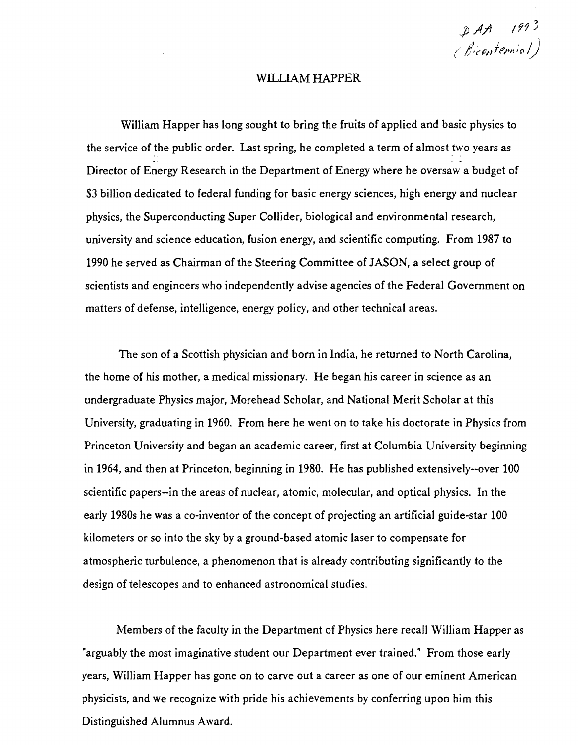DAA 1993
(Bicentennial)

# WILLIAM HAPPER

William Happer has long sought to bring the fruits of applied and basic physics to the service of the public order. Last spring, he completed a term of almost two years as Director of Energy Research in the Department of Energy where he oversaw a budget of $3 billion dedicated to federal funding for basic energy sciences, high energy and nuclear physics, the Superconducting Super Collider, biological and environmental research, university and science education, fusion energy, and scientific computing. From 1987 to 1990 he served as Chairman of the Steering Committee of JASON, a select group of scientists and engineers who independently advise agencies of the Federal Government on matters of defense, intelligence, energy policy, and other technical areas.

The son of a Scottish physician and born in India, he returned to North Carolina, the home of his mother, a medical missionary. He began his career in science as an undergraduate Physics major, Morehead Scholar, and National Merit Scholar at this University, graduating in 1960. From here he went on to take his doctorate in Physics from Princeton University and began an academic career, first at Columbia University beginning in 1964, and then at Princeton, beginning in 1980. He has published extensively--over 100 scientific papers--in the areas of nuclear, atomic, molecular, and optical physics. In the early 1980s he was a co-inventor of the concept of projecting an artificial guide-star 100 kilometers or so into the sky by a ground-based atomic laser to compensate for atmospheric turbulence, a phenomenon that is already contributing significantly to the design of telescopes and to enhanced astronomical studies.

Members of the faculty in the Department of Physics here recall William Happer as "arguably the most imaginative student our Department ever trained." From those early years, William Happer has gone on to carve out a career as one of our eminent American physicists, and we recognize with pride his achievements by conferring upon him this Distinguished Alumnus Award.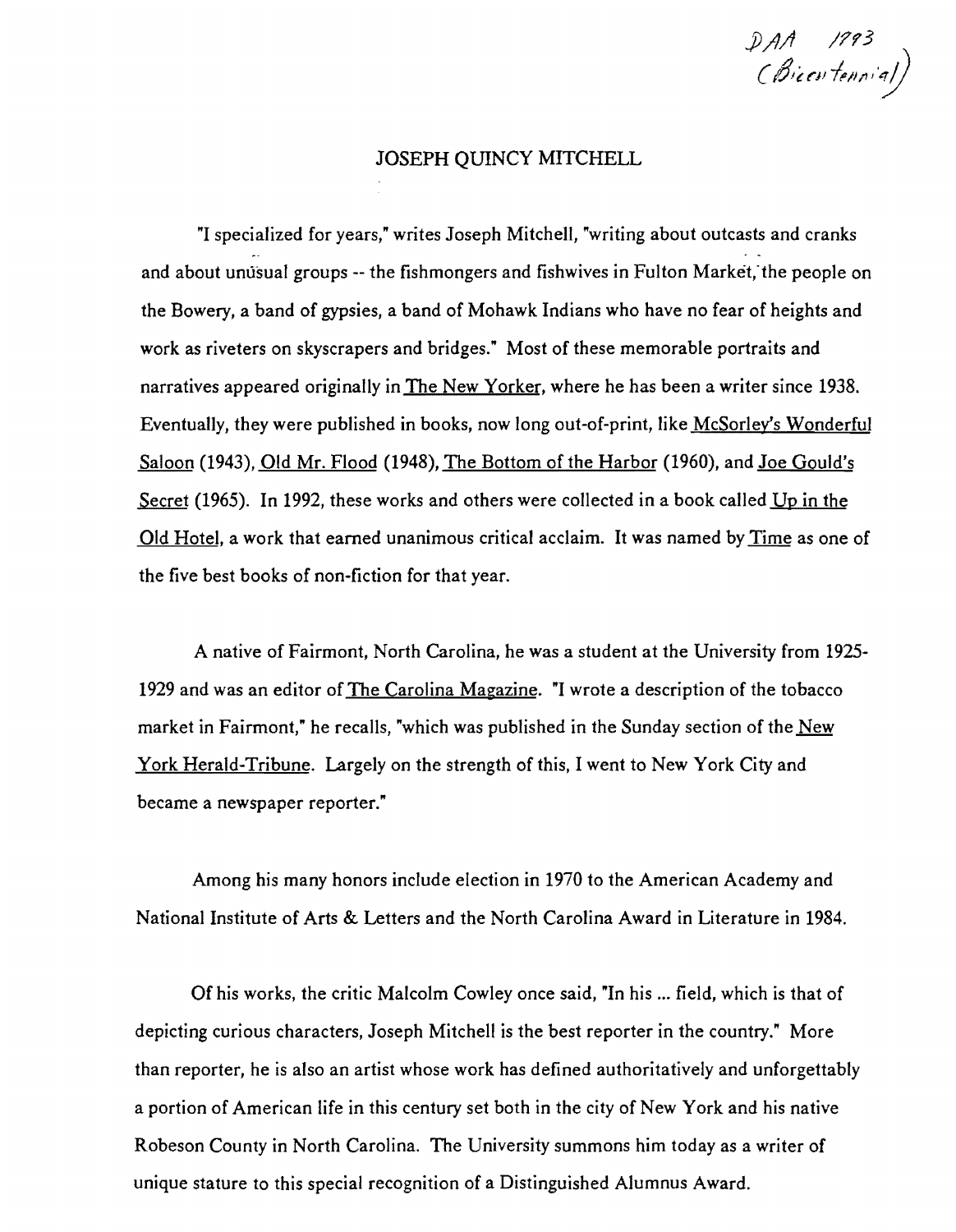DAA 1993
(Bicentennial)

# JOSEPH QUINCY MITCHELL

"I specialized for years," writes Joseph Mitchell, "writing about outcasts and cranks and about unusual groups -- the fishmongers and fishwives in Fulton Market, the people on the Bowery, a band of gypsies, a band of Mohawk Indians who have no fear of heights and work as riveters on skyscrapers and bridges." Most of these memorable portraits and narratives appeared originally in The New Yorker, where he has been a writer since 1938. Eventually, they were published in books, now long out-of-print, like McSorley's Wonderful Saloon (1943), Old Mr. Flood (1948), The Bottom of the Harbor (1960), and Joe Gould's Secret (1965). In 1992, these works and others were collected in a book called Up in the Old Hotel, a work that earned unanimous critical acclaim. It was named by Time as one of the five best books of non-fiction for that year.

A native of Fairmont, North Carolina, he was a student at the University from 1925-1929 and was an editor of The Carolina Magazine. "I wrote a description of the tobacco market in Fairmont," he recalls, "which was published in the Sunday section of the New York Herald-Tribune. Largely on the strength of this, I went to New York City and became a newspaper reporter."

Among his many honors include election in 1970 to the American Academy and National Institute of Arts & Letters and the North Carolina Award in Literature in 1984.

Of his works, the critic Malcolm Cowley once said, "In his ... field, which is that of depicting curious characters, Joseph Mitchell is the best reporter in the country." More than reporter, he is also an artist whose work has defined authoritatively and unforgettably a portion of American life in this century set both in the city of New York and his native Robeson County in North Carolina. The University summons him today as a writer of unique stature to this special recognition of a Distinguished Alumnus Award.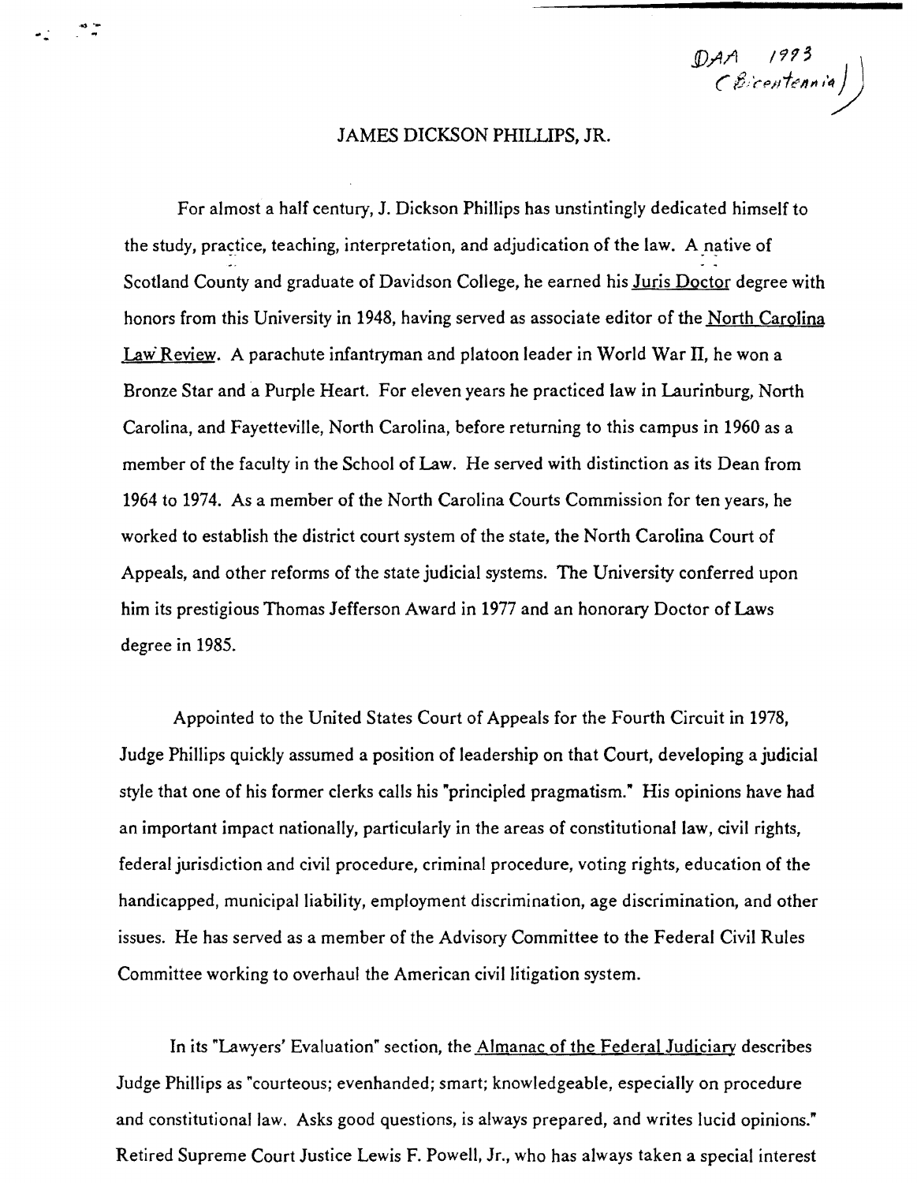DAA 1993 (Bicentennial)

# JAMES DICKSON PHILLIPS, JR.

For almost a half century, J. Dickson Phillips has unstintingly dedicated himself to the study, practice, teaching, interpretation, and adjudication of the law. A native of Scotland County and graduate of Davidson College, he earned his Juris Doctor degree with honors from this University in 1948, having served as associate editor of the North Carolina Law Review. A parachute infantryman and platoon leader in World War II, he won a Bronze Star and a Purple Heart. For eleven years he practiced law in Laurinburg, North Carolina, and Fayetteville, North Carolina, before returning to this campus in 1960 as a member of the faculty in the School of Law. He served with distinction as its Dean from 1964 to 1974. As a member of the North Carolina Courts Commission for ten years, he worked to establish the district court system of the state, the North Carolina Court of Appeals, and other reforms of the state judicial systems. The University conferred upon him its prestigious Thomas Jefferson Award in 1977 and an honorary Doctor of Laws degree in 1985.

Appointed to the United States Court of Appeals for the Fourth Circuit in 1978, Judge Phillips quickly assumed a position of leadership on that Court, developing a judicial style that one of his former clerks calls his "principled pragmatism." His opinions have had an important impact nationally, particularly in the areas of constitutional law, civil rights, federal jurisdiction and civil procedure, criminal procedure, voting rights, education of the handicapped, municipal liability, employment discrimination, age discrimination, and other issues. He has served as a member of the Advisory Committee to the Federal Civil Rules Committee working to overhaul the American civil litigation system.

In its "Lawyers' Evaluation" section, the Almanac of the Federal Judiciary describes Judge Phillips as "courteous; evenhanded; smart; knowledgeable, especially on procedure and constitutional law. Asks good questions, is always prepared, and writes lucid opinions." Retired Supreme Court Justice Lewis F. Powell, Jr., who has always taken a special interest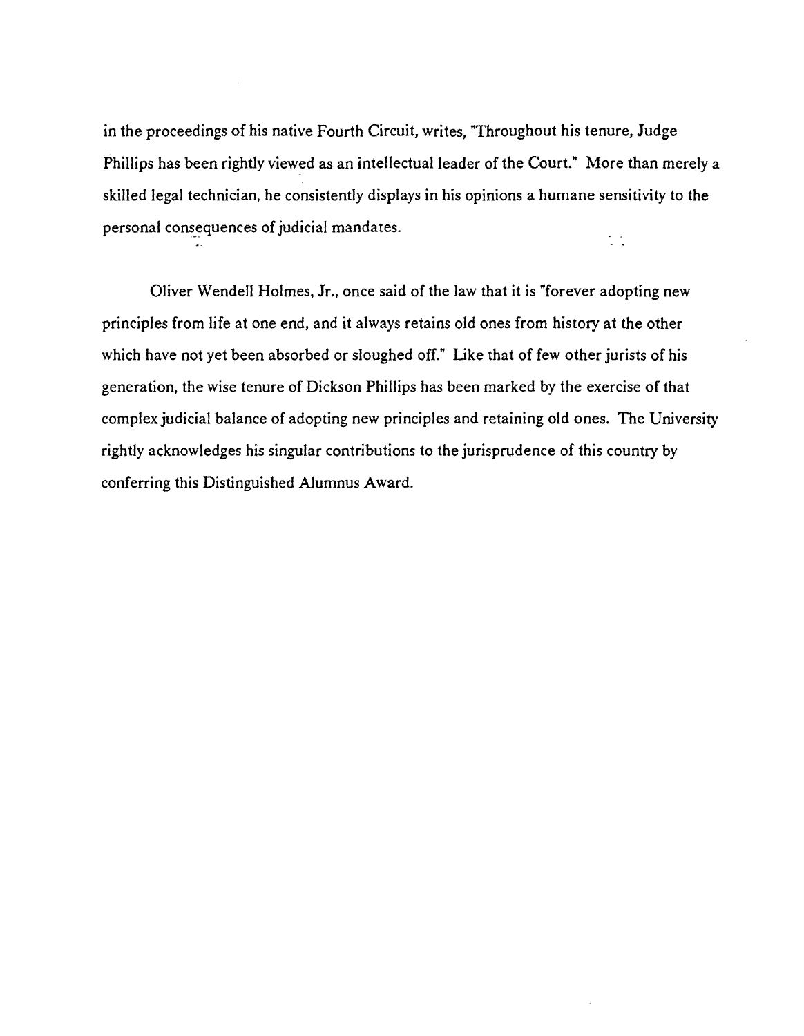in the proceedings of his native Fourth Circuit, writes, "Throughout his tenure, Judge Phillips has been rightly viewed as an intellectual leader of the Court." More than merely a skilled legal technician, he consistently displays in his opinions a humane sensitivity to the personal consequences of judicial mandates.

Oliver Wendell Holmes, Jr., once said of the law that it is "forever adopting new principles from life at one end, and it always retains old ones from history at the other which have not yet been absorbed or sloughed off." Like that of few other jurists of his generation, the wise tenure of Dickson Phillips has been marked by the exercise of that complex judicial balance of adopting new principles and retaining old ones. The University rightly acknowledges his singular contributions to the jurisprudence of this country by conferring this Distinguished Alumnus Award.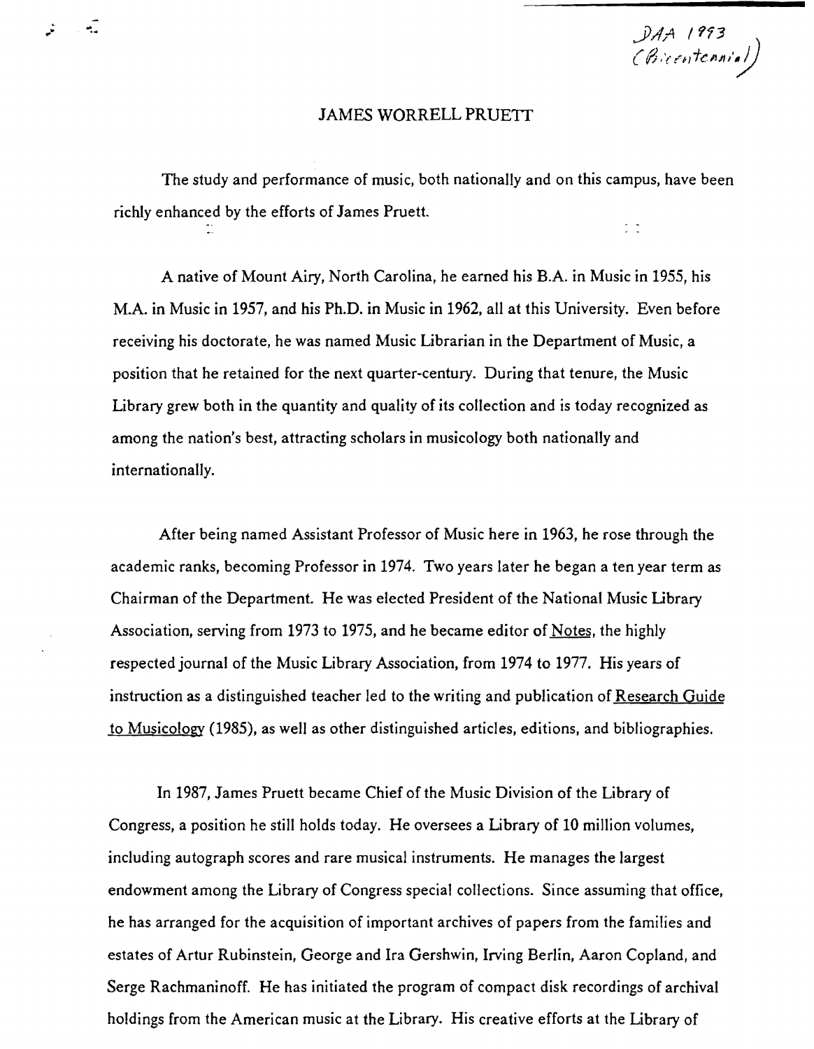DAA 1993 (Bicentennial)

# JAMES WORRELL PRUETT

The study and performance of music, both nationally and on this campus, have been richly enhanced by the efforts of James Pruett.

A native of Mount Airy, North Carolina, he earned his B.A. in Music in 1955, his M.A. in Music in 1957, and his Ph.D. in Music in 1962, all at this University. Even before receiving his doctorate, he was named Music Librarian in the Department of Music, a position that he retained for the next quarter-century. During that tenure, the Music Library grew both in the quantity and quality of its collection and is today recognized as among the nation's best, attracting scholars in musicology both nationally and internationally.

After being named Assistant Professor of Music here in 1963, he rose through the academic ranks, becoming Professor in 1974. Two years later he began a ten year term as Chairman of the Department. He was elected President of the National Music Library Association, serving from 1973 to 1975, and he became editor of Notes, the highly respected journal of the Music Library Association, from 1974 to 1977. His years of instruction as a distinguished teacher led to the writing and publication of Research Guide to Musicology (1985), as well as other distinguished articles, editions, and bibliographies.

In 1987, James Pruett became Chief of the Music Division of the Library of Congress, a position he still holds today. He oversees a Library of 10 million volumes, including autograph scores and rare musical instruments. He manages the largest endowment among the Library of Congress special collections. Since assuming that office, he has arranged for the acquisition of important archives of papers from the families and estates of Artur Rubinstein, George and Ira Gershwin, Irving Berlin, Aaron Copland, and Serge Rachmaninoff. He has initiated the program of compact disk recordings of archival holdings from the American music at the Library. His creative efforts at the Library of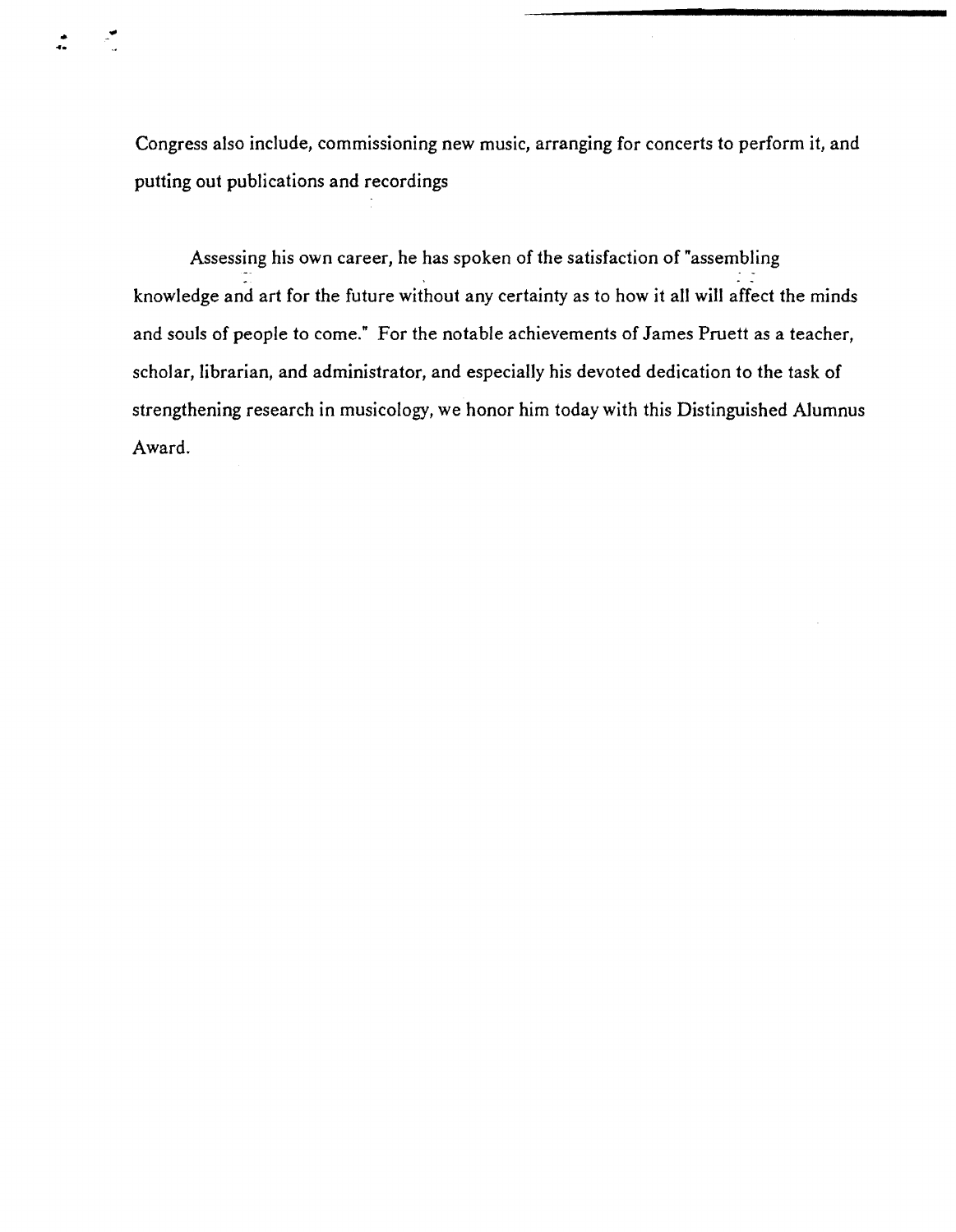Congress also include, commissioning new music, arranging for concerts to perform it, and putting out publications and recordings

Assessing his own career, he has spoken of the satisfaction of "assembling knowledge and art for the future without any certainty as to how it all will affect the minds and souls of people to come." For the notable achievements of James Pruett as a teacher, scholar, librarian, and administrator, and especially his devoted dedication to the task of strengthening research in musicology, we honor him today with this Distinguished Alumnus Award.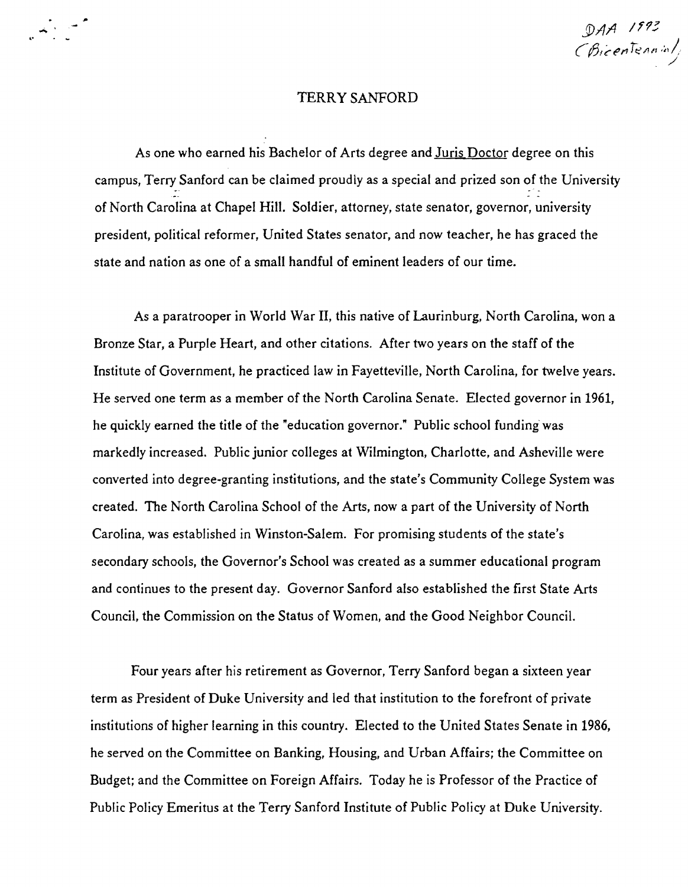DAA 1993
(Bicentennial)

# TERRY SANFORD

As one who earned his Bachelor of Arts degree and Juris Doctor degree on this campus, Terry Sanford can be claimed proudly as a special and prized son of the University of North Carolina at Chapel Hill. Soldier, attorney, state senator, governor, university president, political reformer, United States senator, and now teacher, he has graced the state and nation as one of a small handful of eminent leaders of our time.

As a paratrooper in World War II, this native of Laurinburg, North Carolina, won a Bronze Star, a Purple Heart, and other citations. After two years on the staff of the Institute of Government, he practiced law in Fayetteville, North Carolina, for twelve years. He served one term as a member of the North Carolina Senate. Elected governor in 1961, he quickly earned the title of the "education governor." Public school funding was markedly increased. Public junior colleges at Wilmington, Charlotte, and Asheville were converted into degree-granting institutions, and the state's Community College System was created. The North Carolina School of the Arts, now a part of the University of North Carolina, was established in Winston-Salem. For promising students of the state's secondary schools, the Governor's School was created as a summer educational program and continues to the present day. Governor Sanford also established the first State Arts Council, the Commission on the Status of Women, and the Good Neighbor Council.

Four years after his retirement as Governor, Terry Sanford began a sixteen year term as President of Duke University and led that institution to the forefront of private institutions of higher learning in this country. Elected to the United States Senate in 1986, he served on the Committee on Banking, Housing, and Urban Affairs; the Committee on Budget; and the Committee on Foreign Affairs. Today he is Professor of the Practice of Public Policy Emeritus at the Terry Sanford Institute of Public Policy at Duke University.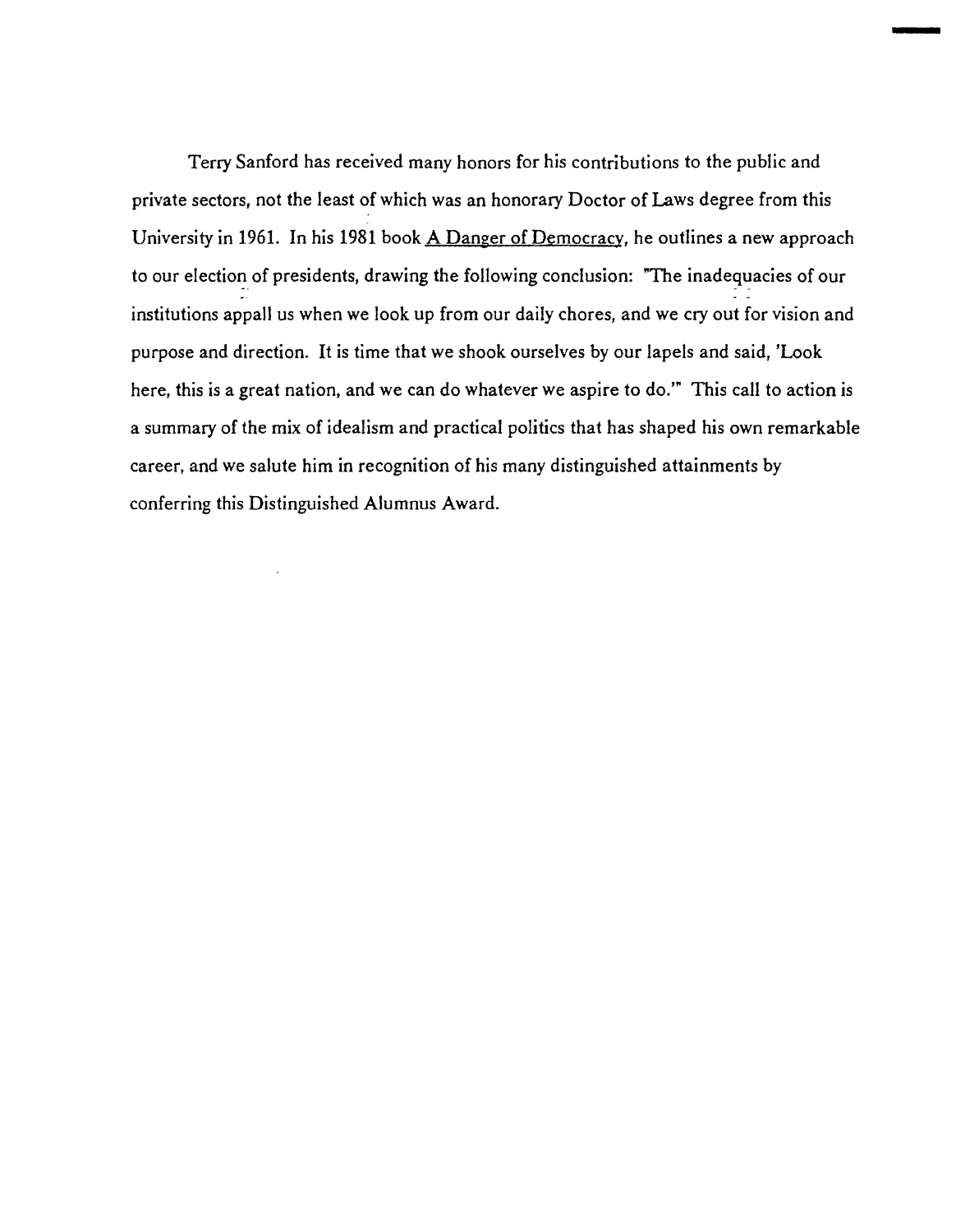Terry Sanford has received many honors for his contributions to the public and private sectors, not the least of which was an honorary Doctor of Laws degree from this University in 1961. In his 1981 book A Danger of Democracy, he outlines a new approach to our election of presidents, drawing the following conclusion: "The inadequacies of our institutions appall us when we look up from our daily chores, and we cry out for vision and purpose and direction. It is time that we shook ourselves by our lapels and said, 'Look here, this is a great nation, and we can do whatever we aspire to do.'" This call to action is a summary of the mix of idealism and practical politics that has shaped his own remarkable career, and we salute him in recognition of his many distinguished attainments by conferring this Distinguished Alumnus Award.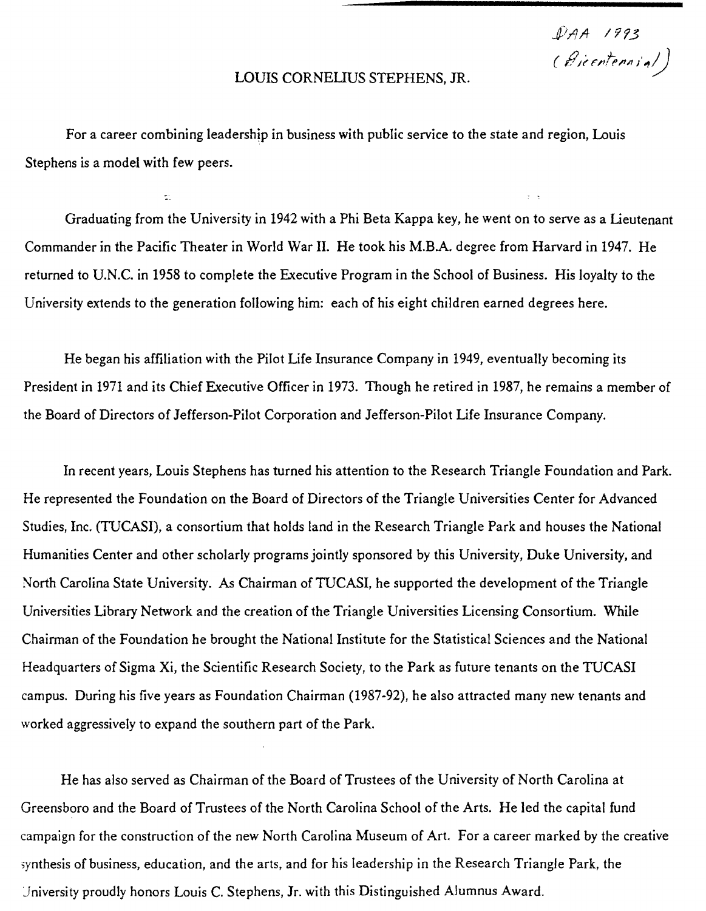DAA 1993
(Bicentennial)

# LOUIS CORNELIUS STEPHENS, JR.

For a career combining leadership in business with public service to the state and region, Louis Stephens is a model with few peers.

Graduating from the University in 1942 with a Phi Beta Kappa key, he went on to serve as a Lieutenant Commander in the Pacific Theater in World War II. He took his M.B.A. degree from Harvard in 1947. He returned to U.N.C. in 1958 to complete the Executive Program in the School of Business. His loyalty to the University extends to the generation following him: each of his eight children earned degrees here.

He began his affiliation with the Pilot Life Insurance Company in 1949, eventually becoming its President in 1971 and its Chief Executive Officer in 1973. Though he retired in 1987, he remains a member of the Board of Directors of Jefferson-Pilot Corporation and Jefferson-Pilot Life Insurance Company.

In recent years, Louis Stephens has turned his attention to the Research Triangle Foundation and Park. He represented the Foundation on the Board of Directors of the Triangle Universities Center for Advanced Studies, Inc. (TUCASI), a consortium that holds land in the Research Triangle Park and houses the National Humanities Center and other scholarly programs jointly sponsored by this University, Duke University, and North Carolina State University. As Chairman of TUCASI, he supported the development of the Triangle Universities Library Network and the creation of the Triangle Universities Licensing Consortium. While Chairman of the Foundation he brought the National Institute for the Statistical Sciences and the National Headquarters of Sigma Xi, the Scientific Research Society, to the Park as future tenants on the TUCASI campus. During his five years as Foundation Chairman (1987-92), he also attracted many new tenants and worked aggressively to expand the southern part of the Park.

He has also served as Chairman of the Board of Trustees of the University of North Carolina at Greensboro and the Board of Trustees of the North Carolina School of the Arts. He led the capital fund campaign for the construction of the new North Carolina Museum of Art. For a career marked by the creative synthesis of business, education, and the arts, and for his leadership in the Research Triangle Park, the University proudly honors Louis C. Stephens, Jr. with this Distinguished Alumnus Award.